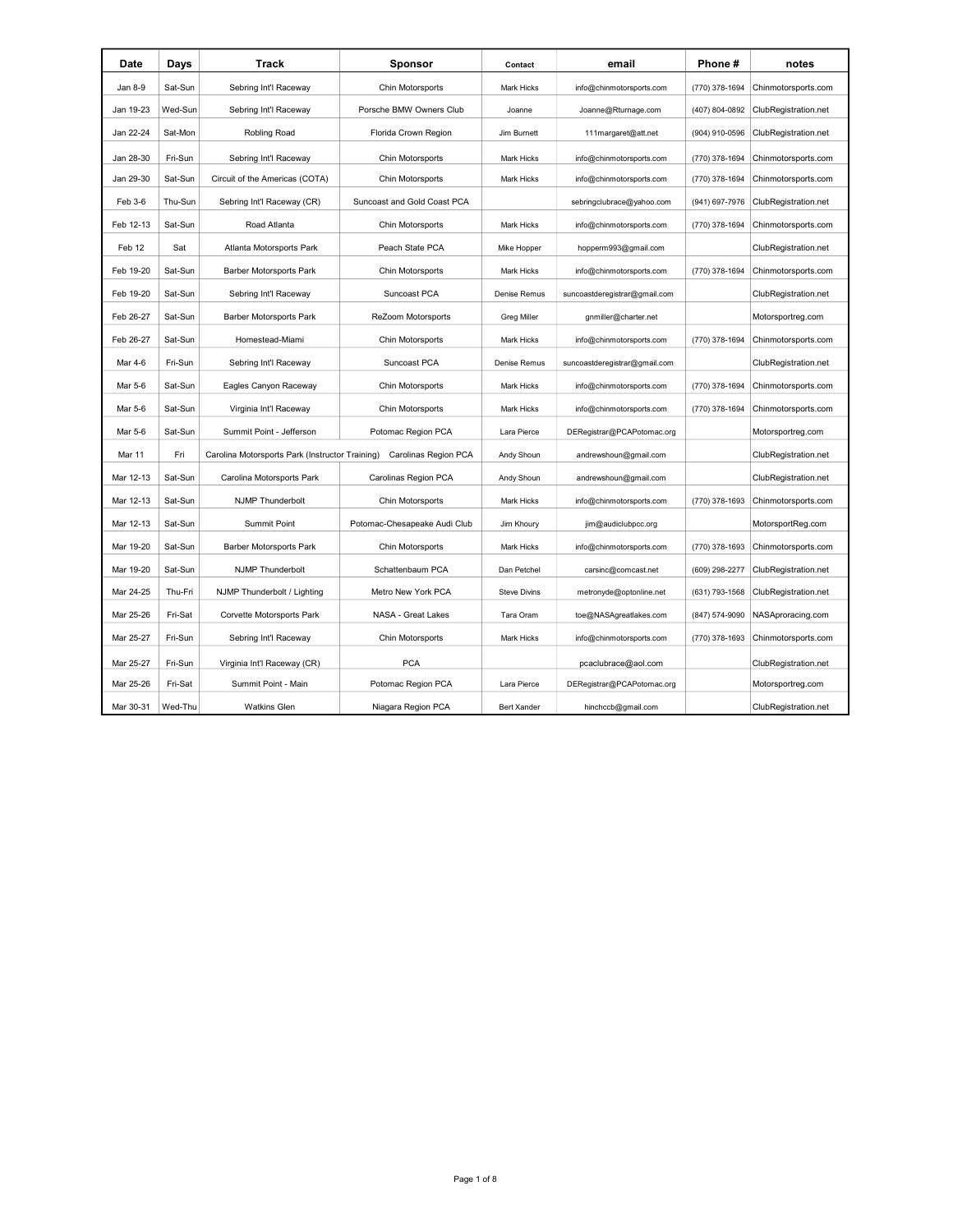| Date | Days | Track | Sponsor | Contact | email | Phone # | notes |
|---|---|---|---|---|---|---|---|
| Jan 8-9 | Sat-Sun | Sebring Int'l Raceway | Chin Motorsports | Mark Hicks | info@chinmotorsports.com | (770) 378-1694 | Chinmotorsports.com |
| Jan 19-23 | Wed-Sun | Sebring Int'l Raceway | Porsche BMW Owners Club | Joanne | Joanne@Rturnage.com | (407) 804-0892 | ClubRegistration.net |
| Jan 22-24 | Sat-Mon | Robling Road | Florida Crown Region | Jim Burnett | 111margaret@att.net | (904) 910-0596 | ClubRegistration.net |
| Jan 28-30 | Fri-Sun | Sebring Int'l Raceway | Chin Motorsports | Mark Hicks | info@chinmotorsports.com | (770) 378-1694 | Chinmotorsports.com |
| Jan 29-30 | Sat-Sun | Circuit of the Americas (COTA) | Chin Motorsports | Mark Hicks | info@chinmotorsports.com | (770) 378-1694 | Chinmotorsports.com |
| Feb 3-6 | Thu-Sun | Sebring Int'l Raceway (CR) | Suncoast and Gold Coast PCA | | sebringclubrace@yahoo.com | (941) 697-7976 | ClubRegistration.net |
| Feb 12-13 | Sat-Sun | Road Atlanta | Chin Motorsports | Mark Hicks | info@chinmotorsports.com | (770) 378-1694 | Chinmotorsports.com |
| Feb 12 | Sat | Atlanta Motorsports Park | Peach State PCA | Mike Hopper | hopperm993@gmail.com | | ClubRegistration.net |
| Feb 19-20 | Sat-Sun | Barber Motorsports Park | Chin Motorsports | Mark Hicks | info@chinmotorsports.com | (770) 378-1694 | Chinmotorsports.com |
| Feb 19-20 | Sat-Sun | Sebring Int'l Raceway | Suncoast PCA | Denise Remus | suncoastderegistrar@gmail.com | | ClubRegistration.net |
| Feb 26-27 | Sat-Sun | Barber Motorsports Park | ReZoom Motorsports | Greg Miller | gnmiller@charter.net | | Motorsportreg.com |
| Feb 26-27 | Sat-Sun | Homestead-Miami | Chin Motorsports | Mark Hicks | info@chinmotorsports.com | (770) 378-1694 | Chinmotorsports.com |
| Mar 4-6 | Fri-Sun | Sebring Int'l Raceway | Suncoast PCA | Denise Remus | suncoastderegistrar@gmail.com | | ClubRegistration.net |
| Mar 5-6 | Sat-Sun | Eagles Canyon Raceway | Chin Motorsports | Mark Hicks | info@chinmotorsports.com | (770) 378-1694 | Chinmotorsports.com |
| Mar 5-6 | Sat-Sun | Virginia Int'l Raceway | Chin Motorsports | Mark Hicks | info@chinmotorsports.com | (770) 378-1694 | Chinmotorsports.com |
| Mar 5-6 | Sat-Sun | Summit Point - Jefferson | Potomac Region PCA | Lara Pierce | DERegistrar@PCAPotomac.org | | Motorsportreg.com |
| Mar 11 | Fri | Carolina Motorsports Park (Instructor Training) | Carolinas Region PCA | Andy Shoun | andrewshoun@gmail.com | | ClubRegistration.net |
| Mar 12-13 | Sat-Sun | Carolina Motorsports Park | Carolinas Region PCA | Andy Shoun | andrewshoun@gmail.com | | ClubRegistration.net |
| Mar 12-13 | Sat-Sun | NJMP Thunderbolt | Chin Motorsports | Mark Hicks | info@chinmotorsports.com | (770) 378-1693 | Chinmotorsports.com |
| Mar 12-13 | Sat-Sun | Summit Point | Potomac-Chesapeake Audi Club | Jim Khoury | jim@audiclubpcc.org | | MotorsportReg.com |
| Mar 19-20 | Sat-Sun | Barber Motorsports Park | Chin Motorsports | Mark Hicks | info@chinmotorsports.com | (770) 378-1693 | Chinmotorsports.com |
| Mar 19-20 | Sat-Sun | NJMP Thunderbolt | Schattenbaum PCA | Dan Petchel | carsinc@comcast.net | (609) 298-2277 | ClubRegistration.net |
| Mar 24-25 | Thu-Fri | NJMP Thunderbolt / Lighting | Metro New York PCA | Steve Divins | metronyde@optonline.net | (631) 793-1568 | ClubRegistration.net |
| Mar 25-26 | Fri-Sat | Corvette Motorsports Park | NASA - Great Lakes | Tara Oram | toe@NASAgreatlakes.com | (847) 574-9090 | NASAproracing.com |
| Mar 25-27 | Fri-Sun | Sebring Int'l Raceway | Chin Motorsports | Mark Hicks | info@chinmotorsports.com | (770) 378-1693 | Chinmotorsports.com |
| Mar 25-27 | Fri-Sun | Virginia Int'l Raceway (CR) | PCA | | pcaclubrace@aol.com | | ClubRegistration.net |
| Mar 25-26 | Fri-Sat | Summit Point - Main | Potomac Region PCA | Lara Pierce | DERegistrar@PCAPotomac.org | | Motorsportreg.com |
| Mar 30-31 | Wed-Thu | Watkins Glen | Niagara Region PCA | Bert Xander | hinchccb@gmail.com | | ClubRegistration.net |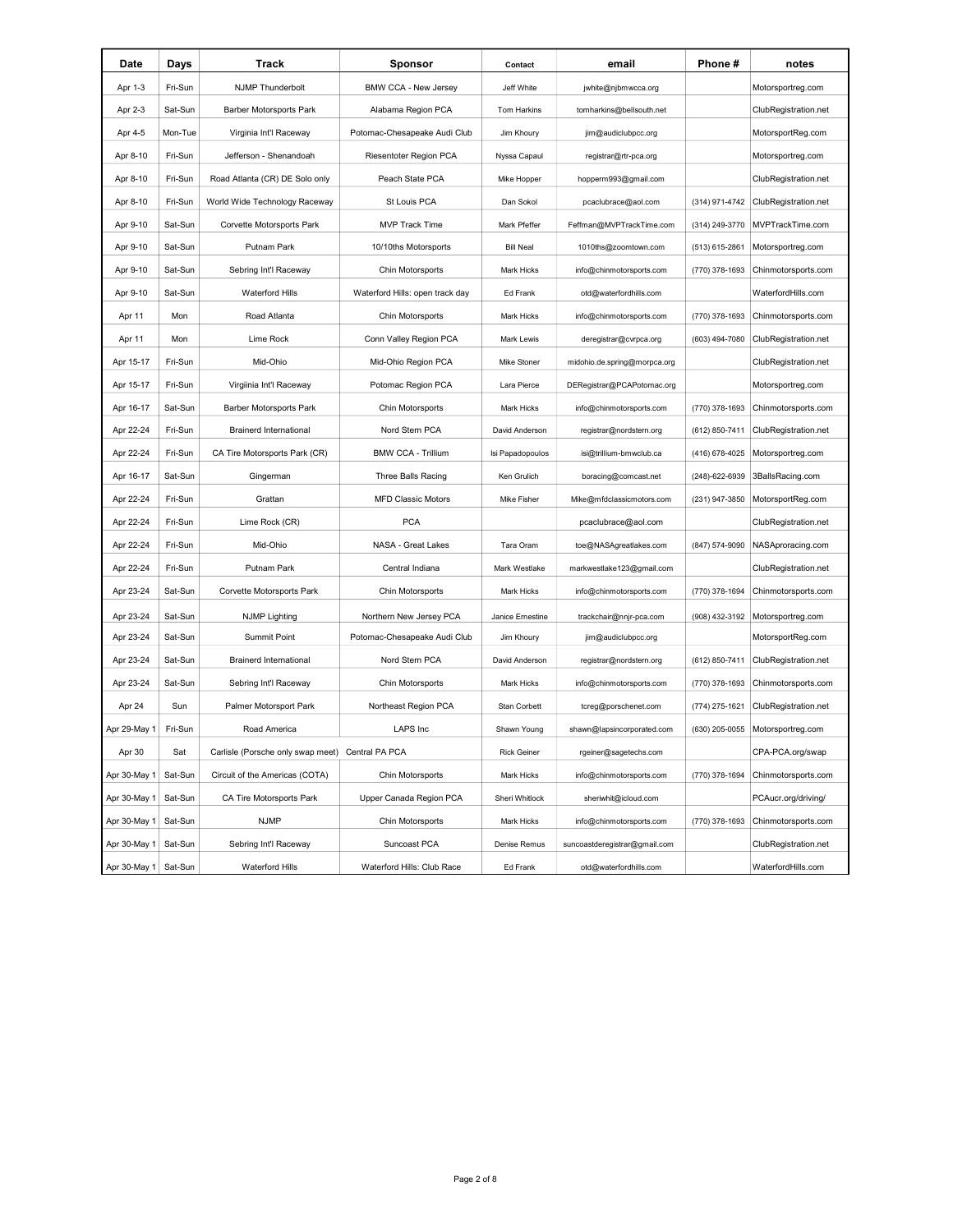| Date | Days | Track | Sponsor | Contact | email | Phone # | notes |
| --- | --- | --- | --- | --- | --- | --- | --- |
| Apr 1-3 | Fri-Sun | NJMP Thunderbolt | BMW CCA - New Jersey | Jeff White | jwhite@njbmwcca.org | | Motorsportreg.com |
| Apr 2-3 | Sat-Sun | Barber Motorsports Park | Alabama Region PCA | Tom Harkins | tomharkins@bellsouth.net | | ClubRegistration.net |
| Apr 4-5 | Mon-Tue | Virginia Int'l Raceway | Potomac-Chesapeake Audi Club | Jim Khoury | jim@audiclubpcc.org | | MotorsportReg.com |
| Apr 8-10 | Fri-Sun | Jefferson - Shenandoah | Riesentoter Region PCA | Nyssa Capaul | registrar@rtr-pca.org | | Motorsportreg.com |
| Apr 8-10 | Fri-Sun | Road Atlanta (CR) DE Solo only | Peach State PCA | Mike Hopper | hopperm993@gmail.com | | ClubRegistration.net |
| Apr 8-10 | Fri-Sun | World Wide Technology Raceway | St Louis PCA | Dan Sokol | pcaclubrace@aol.com | (314) 971-4742 | ClubRegistration.net |
| Apr 9-10 | Sat-Sun | Corvette Motorsports Park | MVP Track Time | Mark Pfeffer | Feffman@MVPTrackTime.com | (314) 249-3770 | MVPTrackTime.com |
| Apr 9-10 | Sat-Sun | Putnam Park | 10/10ths Motorsports | Bill Neal | 1010ths@zoomtown.com | (513) 615-2861 | Motorsportreg.com |
| Apr 9-10 | Sat-Sun | Sebring Int'l Raceway | Chin Motorsports | Mark Hicks | info@chinmotorsports.com | (770) 378-1693 | Chinmotorsports.com |
| Apr 9-10 | Sat-Sun | Waterford Hills | Waterford Hills: open track day | Ed Frank | otd@waterfordhills.com | | WaterfordHills.com |
| Apr 11 | Mon | Road Atlanta | Chin Motorsports | Mark Hicks | info@chinmotorsports.com | (770) 378-1693 | Chinmotorsports.com |
| Apr 11 | Mon | Lime Rock | Conn Valley Region PCA | Mark Lewis | deregistrar@cvrpca.org | (603) 494-7080 | ClubRegistration.net |
| Apr 15-17 | Fri-Sun | Mid-Ohio | Mid-Ohio Region PCA | Mike Stoner | midohio.de.spring@morpca.org | | ClubRegistration.net |
| Apr 15-17 | Fri-Sun | Virgiinia Int'l Raceway | Potomac Region PCA | Lara Pierce | DERegistrar@PCAPotomac.org | | Motorsportreg.com |
| Apr 16-17 | Sat-Sun | Barber Motorsports Park | Chin Motorsports | Mark Hicks | info@chinmotorsports.com | (770) 378-1693 | Chinmotorsports.com |
| Apr 22-24 | Fri-Sun | Brainerd International | Nord Stern PCA | David Anderson | registrar@nordstern.org | (612) 850-7411 | ClubRegistration.net |
| Apr 22-24 | Fri-Sun | CA Tire Motorsports Park (CR) | BMW CCA - Trillium | Isi Papadopoulos | isi@trillium-bmwclub.ca | (416) 678-4025 | Motorsportreg.com |
| Apr 16-17 | Sat-Sun | Gingerman | Three Balls Racing | Ken Grulich | boracing@comcast.net | (248)-622-6939 | 3BallsRacing.com |
| Apr 22-24 | Fri-Sun | Grattan | MFD Classic Motors | Mike Fisher | Mike@mfdclassicmotors.com | (231) 947-3850 | MotorsportReg.com |
| Apr 22-24 | Fri-Sun | Lime Rock (CR) | PCA | | pcaclubrace@aol.com | | ClubRegistration.net |
| Apr 22-24 | Fri-Sun | Mid-Ohio | NASA - Great Lakes | Tara Oram | toe@NASAgreatlakes.com | (847) 574-9090 | NASAproracing.com |
| Apr 22-24 | Fri-Sun | Putnam Park | Central Indiana | Mark Westlake | markwestlake123@gmail.com | | ClubRegistration.net |
| Apr 23-24 | Sat-Sun | Corvette Motorsports Park | Chin Motorsports | Mark Hicks | info@chinmotorsports.com | (770) 378-1694 | Chinmotorsports.com |
| Apr 23-24 | Sat-Sun | NJMP Lighting | Northern New Jersey PCA | Janice Ernestine | trackchair@nnjr-pca.com | (908) 432-3192 | Motorsportreg.com |
| Apr 23-24 | Sat-Sun | Summit Point | Potomac-Chesapeake Audi Club | Jim Khoury | jim@audiclubpcc.org | | MotorsportReg.com |
| Apr 23-24 | Sat-Sun | Brainerd International | Nord Stern PCA | David Anderson | registrar@nordstern.org | (612) 850-7411 | ClubRegistration.net |
| Apr 23-24 | Sat-Sun | Sebring Int'l Raceway | Chin Motorsports | Mark Hicks | info@chinmotorsports.com | (770) 378-1693 | Chinmotorsports.com |
| Apr 24 | Sun | Palmer Motorsport Park | Northeast Region PCA | Stan Corbett | tcreg@porschenet.com | (774) 275-1621 | ClubRegistration.net |
| Apr 29-May 1 | Fri-Sun | Road America | LAPS Inc | Shawn Young | shawn@lapsincorporated.com | (630) 205-0055 | Motorsportreg.com |
| Apr 30 | Sat | Carlisle (Porsche only swap meet) | Central PA PCA | Rick Geiner | rgeiner@sagetechs.com | | CPA-PCA.org/swap |
| Apr 30-May 1 | Sat-Sun | Circuit of the Americas (COTA) | Chin Motorsports | Mark Hicks | info@chinmotorsports.com | (770) 378-1694 | Chinmotorsports.com |
| Apr 30-May 1 | Sat-Sun | CA Tire Motorsports Park | Upper Canada Region PCA | Sheri Whitlock | sheriwhit@icloud.com | | PCAucr.org/driving/ |
| Apr 30-May 1 | Sat-Sun | NJMP | Chin Motorsports | Mark Hicks | info@chinmotorsports.com | (770) 378-1693 | Chinmotorsports.com |
| Apr 30-May 1 | Sat-Sun | Sebring Int'l Raceway | Suncoast PCA | Denise Remus | suncoastderegistrar@gmail.com | | ClubRegistration.net |
| Apr 30-May 1 | Sat-Sun | Waterford Hills | Waterford Hills: Club Race | Ed Frank | otd@waterfordhills.com | | WaterfordHills.com |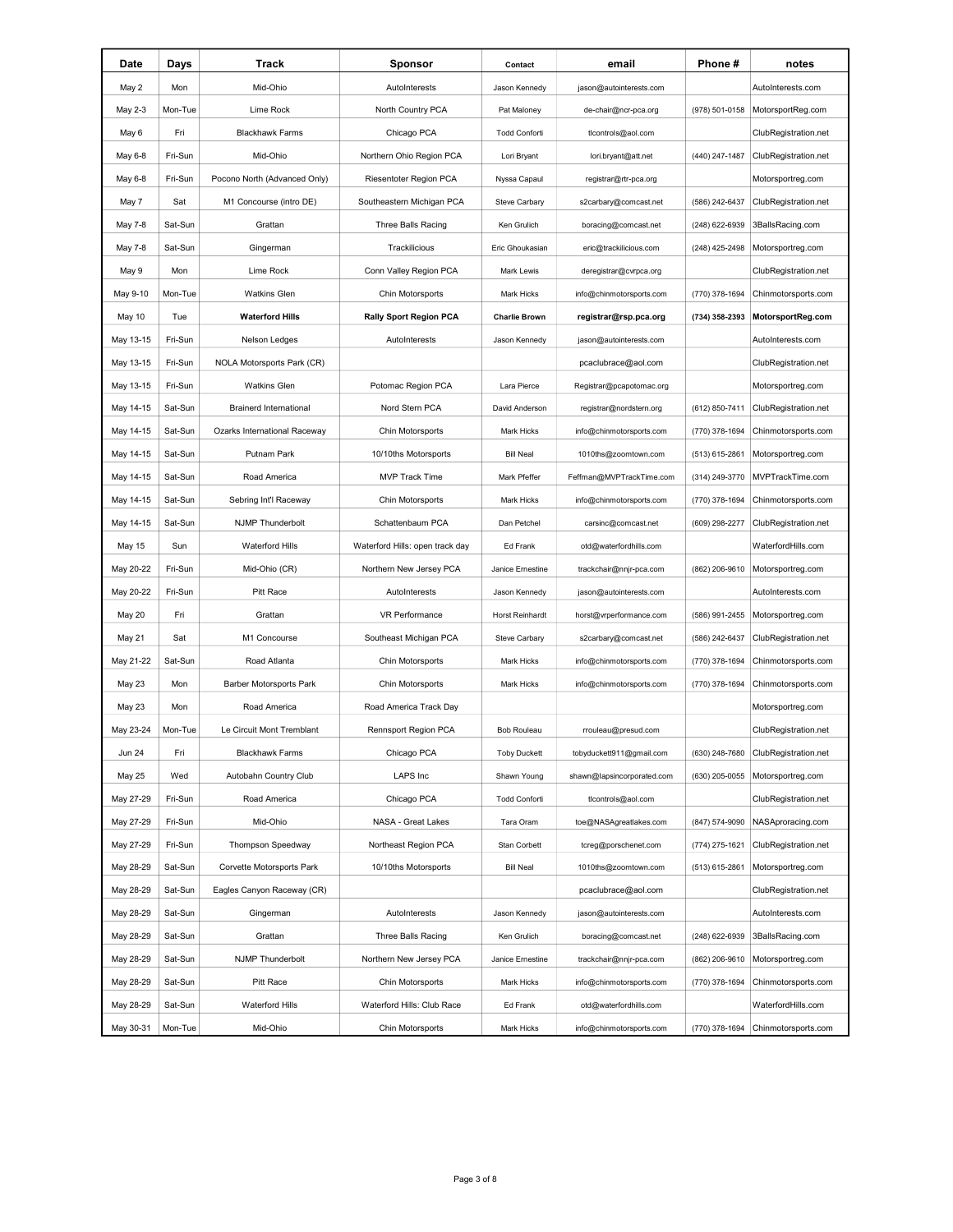| Date | Days | Track | Sponsor | Contact | email | Phone # | notes |
|---|---|---|---|---|---|---|---|
| May 2 | Mon | Mid-Ohio | AutoInterests | Jason Kennedy | jason@autointerests.com | | AutoInterests.com |
| May 2-3 | Mon-Tue | Lime Rock | North Country PCA | Pat Maloney | de-chair@ncr-pca.org | (978) 501-0158 | MotorsportReg.com |
| May 6 | Fri | Blackhawk Farms | Chicago PCA | Todd Conforti | tlcontrols@aol.com | | ClubRegistration.net |
| May 6-8 | Fri-Sun | Mid-Ohio | Northern Ohio Region PCA | Lori Bryant | lori.bryant@att.net | (440) 247-1487 | ClubRegistration.net |
| May 6-8 | Fri-Sun | Pocono North (Advanced Only) | Riesentoter Region PCA | Nyssa Capaul | registrar@rtr-pca.org | | Motorsportreg.com |
| May 7 | Sat | M1 Concourse (intro DE) | Southeastern Michigan PCA | Steve Carbary | s2carbary@comcast.net | (586) 242-6437 | ClubRegistration.net |
| May 7-8 | Sat-Sun | Grattan | Three Balls Racing | Ken Grulich | boracing@comcast.net | (248) 622-6939 | 3BallsRacing.com |
| May 7-8 | Sat-Sun | Gingerman | Trackilicious | Eric Ghoukasian | eric@trackilicious.com | (248) 425-2498 | Motorsportreg.com |
| May 9 | Mon | Lime Rock | Conn Valley Region PCA | Mark Lewis | deregistrar@cvrpca.org | | ClubRegistration.net |
| May 9-10 | Mon-Tue | Watkins Glen | Chin Motorsports | Mark Hicks | info@chinmotorsports.com | (770) 378-1694 | Chinmotorsports.com |
| May 10 | Tue | **Waterford Hills** | **Rally Sport Region PCA** | **Charlie Brown** | **registrar@rsp.pca.org** | **(734) 358-2393** | **MotorsportReg.com** |
| May 13-15 | Fri-Sun | Nelson Ledges | AutoInterests | Jason Kennedy | jason@autointerests.com | | AutoInterests.com |
| May 13-15 | Fri-Sun | NOLA Motorsports Park (CR) | | | pcaclubrace@aol.com | | ClubRegistration.net |
| May 13-15 | Fri-Sun | Watkins Glen | Potomac Region PCA | Lara Pierce | Registrar@pcapotomac.org | | Motorsportreg.com |
| May 14-15 | Sat-Sun | Brainerd International | Nord Stern PCA | David Anderson | registrar@nordstern.org | (612) 850-7411 | ClubRegistration.net |
| May 14-15 | Sat-Sun | Ozarks International Raceway | Chin Motorsports | Mark Hicks | info@chinmotorsports.com | (770) 378-1694 | Chinmotorsports.com |
| May 14-15 | Sat-Sun | Putnam Park | 10/10ths Motorsports | Bill Neal | 1010ths@zoomtown.com | (513) 615-2861 | Motorsportreg.com |
| May 14-15 | Sat-Sun | Road America | MVP Track Time | Mark Pfeffer | Feffman@MVPTrackTime.com | (314) 249-3770 | MVPTrackTime.com |
| May 14-15 | Sat-Sun | Sebring Int'l Raceway | Chin Motorsports | Mark Hicks | info@chinmotorsports.com | (770) 378-1694 | Chinmotorsports.com |
| May 14-15 | Sat-Sun | NJMP Thunderbolt | Schattenbaum PCA | Dan Petchel | carsinc@comcast.net | (609) 298-2277 | ClubRegistration.net |
| May 15 | Sun | Waterford Hills | Waterford Hills: open track day | Ed Frank | otd@waterfordhills.com | | WaterfordHills.com |
| May 20-22 | Fri-Sun | Mid-Ohio (CR) | Northern New Jersey PCA | Janice Ernestine | trackchair@nnjr-pca.com | (862) 206-9610 | Motorsportreg.com |
| May 20-22 | Fri-Sun | Pitt Race | AutoInterests | Jason Kennedy | jason@autointerests.com | | AutoInterests.com |
| May 20 | Fri | Grattan | VR Performance | Horst Reinhardt | horst@vrperformance.com | (586) 991-2455 | Motorsportreg.com |
| May 21 | Sat | M1 Concourse | Southeast Michigan PCA | Steve Carbary | s2carbary@comcast.net | (586) 242-6437 | ClubRegistration.net |
| May 21-22 | Sat-Sun | Road Atlanta | Chin Motorsports | Mark Hicks | info@chinmotorsports.com | (770) 378-1694 | Chinmotorsports.com |
| May 23 | Mon | Barber Motorsports Park | Chin Motorsports | Mark Hicks | info@chinmotorsports.com | (770) 378-1694 | Chinmotorsports.com |
| May 23 | Mon | Road America | Road America Track Day | | | | Motorsportreg.com |
| May 23-24 | Mon-Tue | Le Circuit Mont Tremblant | Rennsport Region PCA | Bob Rouleau | rrouleau@presud.com | | ClubRegistration.net |
| Jun 24 | Fri | Blackhawk Farms | Chicago PCA | Toby Duckett | tobyduckett911@gmail.com | (630) 248-7680 | ClubRegistration.net |
| May 25 | Wed | Autobahn Country Club | LAPS Inc | Shawn Young | shawn@lapsincorporated.com | (630) 205-0055 | Motorsportreg.com |
| May 27-29 | Fri-Sun | Road America | Chicago PCA | Todd Conforti | tlcontrols@aol.com | | ClubRegistration.net |
| May 27-29 | Fri-Sun | Mid-Ohio | NASA - Great Lakes | Tara Oram | toe@NASAgreatlakes.com | (847) 574-9090 | NASAproracing.com |
| May 27-29 | Fri-Sun | Thompson Speedway | Northeast Region PCA | Stan Corbett | tcreg@porschenet.com | (774) 275-1621 | ClubRegistration.net |
| May 28-29 | Sat-Sun | Corvette Motorsports Park | 10/10ths Motorsports | Bill Neal | 1010ths@zoomtown.com | (513) 615-2861 | Motorsportreg.com |
| May 28-29 | Sat-Sun | Eagles Canyon Raceway (CR) | | | pcaclubrace@aol.com | | ClubRegistration.net |
| May 28-29 | Sat-Sun | Gingerman | AutoInterests | Jason Kennedy | jason@autointerests.com | | AutoInterests.com |
| May 28-29 | Sat-Sun | Grattan | Three Balls Racing | Ken Grulich | boracing@comcast.net | (248) 622-6939 | 3BallsRacing.com |
| May 28-29 | Sat-Sun | NJMP Thunderbolt | Northern New Jersey PCA | Janice Ernestine | trackchair@nnjr-pca.com | (862) 206-9610 | Motorsportreg.com |
| May 28-29 | Sat-Sun | Pitt Race | Chin Motorsports | Mark Hicks | info@chinmotorsports.com | (770) 378-1694 | Chinmotorsports.com |
| May 28-29 | Sat-Sun | Waterford Hills | Waterford Hills: Club Race | Ed Frank | otd@waterfordhills.com | | WaterfordHills.com |
| May 30-31 | Mon-Tue | Mid-Ohio | Chin Motorsports | Mark Hicks | info@chinmotorsports.com | (770) 378-1694 | Chinmotorsports.com |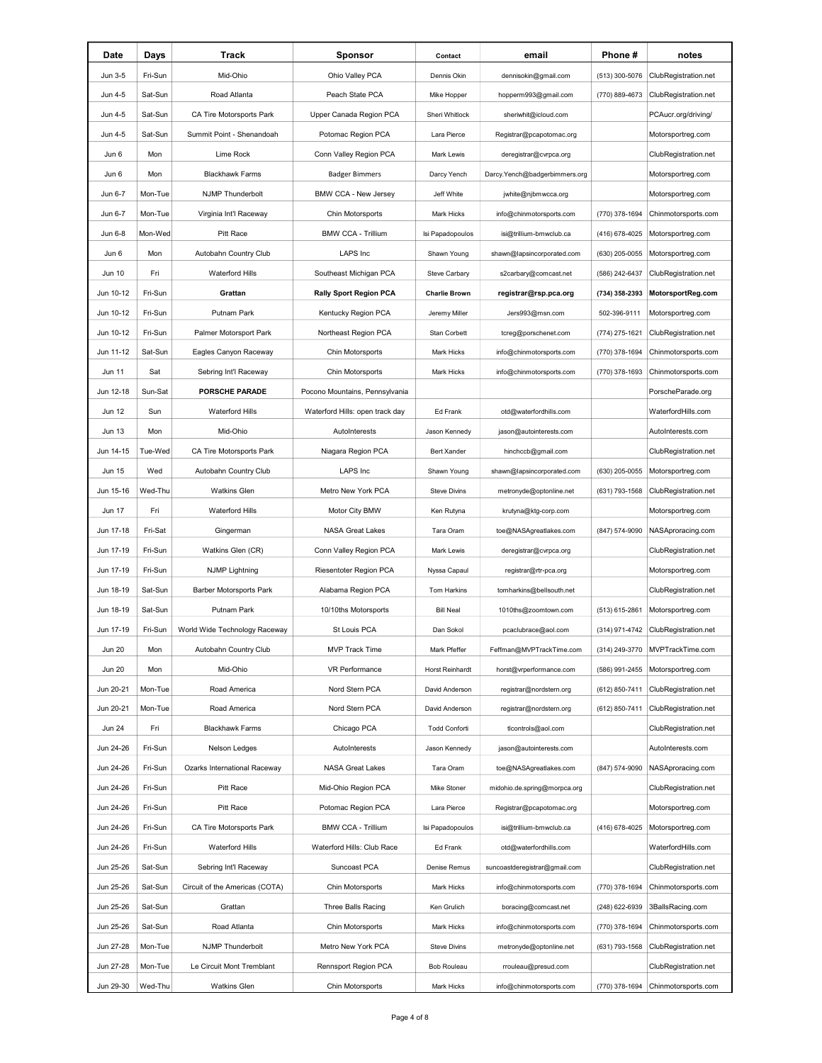| Date | Days | Track | Sponsor | Contact | email | Phone # | notes |
|---|---|---|---|---|---|---|---|
| Jun 3-5 | Fri-Sun | Mid-Ohio | Ohio Valley PCA | Dennis Okin | dennisokin@gmail.com | (513) 300-5076 | ClubRegistration.net |
| Jun 4-5 | Sat-Sun | Road Atlanta | Peach State PCA | Mike Hopper | hopperm993@gmail.com | (770) 889-4673 | ClubRegistration.net |
| Jun 4-5 | Sat-Sun | CA Tire Motorsports Park | Upper Canada Region PCA | Sheri Whitlock | sheriwhit@icloud.com | | PCAucr.org/driving/ |
| Jun 4-5 | Sat-Sun | Summit Point - Shenandoah | Potomac Region PCA | Lara Pierce | Registrar@pcapotomac.org | | Motorsportreg.com |
| Jun 6 | Mon | Lime Rock | Conn Valley Region PCA | Mark Lewis | deregistrar@cvrpca.org | | ClubRegistration.net |
| Jun 6 | Mon | Blackhawk Farms | Badger Bimmers | Darcy Yench | Darcy.Yench@badgerbimmers.org | | Motorsportreg.com |
| Jun 6-7 | Mon-Tue | NJMP Thunderbolt | BMW CCA - New Jersey | Jeff White | jwhite@njbmwcca.org | | Motorsportreg.com |
| Jun 6-7 | Mon-Tue | Virginia Int'l Raceway | Chin Motorsports | Mark Hicks | info@chinmotorsports.com | (770) 378-1694 | Chinmotorsports.com |
| Jun 6-8 | Mon-Wed | Pitt Race | BMW CCA - Trillium | Isi Papadopoulos | isi@trillium-bmwclub.ca | (416) 678-4025 | Motorsportreg.com |
| Jun 6 | Mon | Autobahn Country Club | LAPS Inc | Shawn Young | shawn@lapsincorporated.com | (630) 205-0055 | Motorsportreg.com |
| Jun 10 | Fri | Waterford Hills | Southeast Michigan PCA | Steve Carbary | s2carbary@comcast.net | (586) 242-6437 | ClubRegistration.net |
| **Jun 10-12** | **Fri-Sun** | **Grattan** | **Rally Sport Region PCA** | **Charlie Brown** | **registrar@rsp.pca.org** | **(734) 358-2393** | **MotorsportReg.com** |
| Jun 10-12 | Fri-Sun | Putnam Park | Kentucky Region PCA | Jeremy Miller | Jers993@msn.com | 502-396-9111 | Motorsportreg.com |
| Jun 10-12 | Fri-Sun | Palmer Motorsport Park | Northeast Region PCA | Stan Corbett | tcreg@porschenet.com | (774) 275-1621 | ClubRegistration.net |
| Jun 11-12 | Sat-Sun | Eagles Canyon Raceway | Chin Motorsports | Mark Hicks | info@chinmotorsports.com | (770) 378-1694 | Chinmotorsports.com |
| Jun 11 | Sat | Sebring Int'l Raceway | Chin Motorsports | Mark Hicks | info@chinmotorsports.com | (770) 378-1693 | Chinmotorsports.com |
| Jun 12-18 | Sun-Sat | **PORSCHE PARADE** | Pocono Mountains, Pennsylvania | | | | PorscheParade.org |
| Jun 12 | Sun | Waterford Hills | Waterford Hills: open track day | Ed Frank | otd@waterfordhills.com | | WaterfordHills.com |
| Jun 13 | Mon | Mid-Ohio | AutoInterests | Jason Kennedy | jason@autointerests.com | | AutoInterests.com |
| Jun 14-15 | Tue-Wed | CA Tire Motorsports Park | Niagara Region PCA | Bert Xander | hinchccb@gmail.com | | ClubRegistration.net |
| Jun 15 | Wed | Autobahn Country Club | LAPS Inc | Shawn Young | shawn@lapsincorporated.com | (630) 205-0055 | Motorsportreg.com |
| Jun 15-16 | Wed-Thu | Watkins Glen | Metro New York PCA | Steve Divins | metronyde@optonline.net | (631) 793-1568 | ClubRegistration.net |
| Jun 17 | Fri | Waterford Hills | Motor City BMW | Ken Rutyna | krutyna@ktg-corp.com | | Motorsportreg.com |
| Jun 17-18 | Fri-Sat | Gingerman | NASA Great Lakes | Tara Oram | toe@NASAgreatlakes.com | (847) 574-9090 | NASAproracing.com |
| Jun 17-19 | Fri-Sun | Watkins Glen (CR) | Conn Valley Region PCA | Mark Lewis | deregistrar@cvrpca.org | | ClubRegistration.net |
| Jun 17-19 | Fri-Sun | NJMP Lightning | Riesentoter Region PCA | Nyssa Capaul | registrar@rtr-pca.org | | Motorsportreg.com |
| Jun 18-19 | Sat-Sun | Barber Motorsports Park | Alabama Region PCA | Tom Harkins | tomharkins@bellsouth.net | | ClubRegistration.net |
| Jun 18-19 | Sat-Sun | Putnam Park | 10/10ths Motorsports | Bill Neal | 1010ths@zoomtown.com | (513) 615-2861 | Motorsportreg.com |
| Jun 17-19 | Fri-Sun | World Wide Technology Raceway | St Louis PCA | Dan Sokol | pcaclubrace@aol.com | (314) 971-4742 | ClubRegistration.net |
| Jun 20 | Mon | Autobahn Country Club | MVP Track Time | Mark Pfeffer | Feffman@MVPTrackTime.com | (314) 249-3770 | MVPTrackTime.com |
| Jun 20 | Mon | Mid-Ohio | VR Performance | Horst Reinhardt | horst@vrperformance.com | (586) 991-2455 | Motorsportreg.com |
| Jun 20-21 | Mon-Tue | Road America | Nord Stern PCA | David Anderson | registrar@nordstern.org | (612) 850-7411 | ClubRegistration.net |
| Jun 20-21 | Mon-Tue | Road America | Nord Stern PCA | David Anderson | registrar@nordstern.org | (612) 850-7411 | ClubRegistration.net |
| Jun 24 | Fri | Blackhawk Farms | Chicago PCA | Todd Conforti | tlcontrols@aol.com | | ClubRegistration.net |
| Jun 24-26 | Fri-Sun | Nelson Ledges | AutoInterests | Jason Kennedy | jason@autointerests.com | | AutoInterests.com |
| Jun 24-26 | Fri-Sun | Ozarks International Raceway | NASA Great Lakes | Tara Oram | toe@NASAgreatlakes.com | (847) 574-9090 | NASAproracing.com |
| Jun 24-26 | Fri-Sun | Pitt Race | Mid-Ohio Region PCA | Mike Stoner | midohio.de.spring@morpca.org | | ClubRegistration.net |
| Jun 24-26 | Fri-Sun | Pitt Race | Potomac Region PCA | Lara Pierce | Registrar@pcapotomac.org | | Motorsportreg.com |
| Jun 24-26 | Fri-Sun | CA Tire Motorsports Park | BMW CCA - Trillium | Isi Papadopoulos | isi@trillium-bmwclub.ca | (416) 678-4025 | Motorsportreg.com |
| Jun 24-26 | Fri-Sun | Waterford Hills | Waterford Hills: Club Race | Ed Frank | otd@waterfordhills.com | | WaterfordHills.com |
| Jun 25-26 | Sat-Sun | Sebring Int'l Raceway | Suncoast PCA | Denise Remus | suncoastderegistrar@gmail.com | | ClubRegistration.net |
| Jun 25-26 | Sat-Sun | Circuit of the Americas (COTA) | Chin Motorsports | Mark Hicks | info@chinmotorsports.com | (770) 378-1694 | Chinmotorsports.com |
| Jun 25-26 | Sat-Sun | Grattan | Three Balls Racing | Ken Grulich | boracing@comcast.net | (248) 622-6939 | 3BallsRacing.com |
| Jun 25-26 | Sat-Sun | Road Atlanta | Chin Motorsports | Mark Hicks | info@chinmotorsports.com | (770) 378-1694 | Chinmotorsports.com |
| Jun 27-28 | Mon-Tue | NJMP Thunderbolt | Metro New York PCA | Steve Divins | metronyde@optonline.net | (631) 793-1568 | ClubRegistration.net |
| Jun 27-28 | Mon-Tue | Le Circuit Mont Tremblant | Rennsport Region PCA | Bob Rouleau | rrouleau@presud.com | | ClubRegistration.net |
| Jun 29-30 | Wed-Thu | Watkins Glen | Chin Motorsports | Mark Hicks | info@chinmotorsports.com | (770) 378-1694 | Chinmotorsports.com |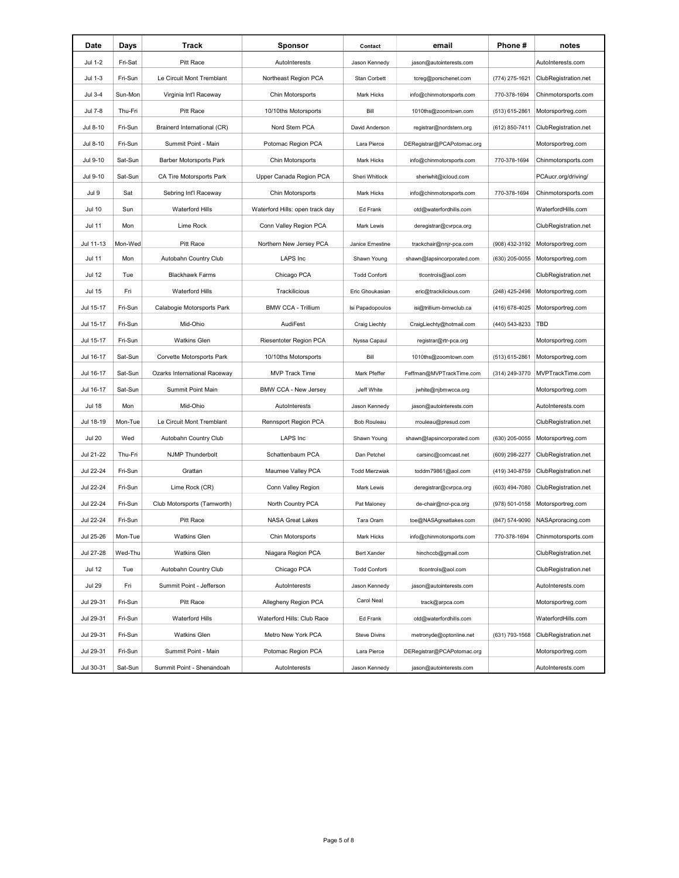| Date | Days | Track | Sponsor | Contact | email | Phone # | notes |
|---|---|---|---|---|---|---|---|
| Jul 1-2 | Fri-Sat | Pitt Race | AutoInterests | Jason Kennedy | jason@autointerests.com | | AutoInterests.com |
| Jul 1-3 | Fri-Sun | Le Circuit Mont Tremblant | Northeast Region PCA | Stan Corbett | tcreg@porschenet.com | (774) 275-1621 | ClubRegistration.net |
| Jul 3-4 | Sun-Mon | Virginia Int'l Raceway | Chin Motorsports | Mark Hicks | info@chinmotorsports.com | 770-378-1694 | Chinmotorsports.com |
| Jul 7-8 | Thu-Fri | Pitt Race | 10/10ths Motorsports | Bill | 1010ths@zoomtown.com | (513) 615-2861 | Motorsportreg.com |
| Jul 8-10 | Fri-Sun | Brainerd International (CR) | Nord Stern PCA | David Anderson | registrar@nordstern.org | (612) 850-7411 | ClubRegistration.net |
| Jul 8-10 | Fri-Sun | Summit Point - Main | Potomac Region PCA | Lara Pierce | DERegistrar@PCAPotomac.org | | Motorsportreg.com |
| Jul 9-10 | Sat-Sun | Barber Motorsports Park | Chin Motorsports | Mark Hicks | info@chinmotorsports.com | 770-378-1694 | Chinmotorsports.com |
| Jul 9-10 | Sat-Sun | CA Tire Motorsports Park | Upper Canada Region PCA | Sheri Whitlock | sheriwhit@icloud.com | | PCAucr.org/driving/ |
| Jul 9 | Sat | Sebring Int'l Raceway | Chin Motorsports | Mark Hicks | info@chinmotorsports.com | 770-378-1694 | Chinmotorsports.com |
| Jul 10 | Sun | Waterford Hills | Waterford Hills: open track day | Ed Frank | otd@waterfordhills.com | | WaterfordHills.com |
| Jul 11 | Mon | Lime Rock | Conn Valley Region PCA | Mark Lewis | deregistrar@cvrpca.org | | ClubRegistration.net |
| Jul 11-13 | Mon-Wed | Pitt Race | Northern New Jersey PCA | Janice Ernestine | trackchair@nnjr-pca.com | (908) 432-3192 | Motorsportreg.com |
| Jul 11 | Mon | Autobahn Country Club | LAPS Inc | Shawn Young | shawn@lapsincorporated.com | (630) 205-0055 | Motorsportreg.com |
| Jul 12 | Tue | Blackhawk Farms | Chicago PCA | Todd Conforti | tlcontrols@aol.com | | ClubRegistration.net |
| Jul 15 | Fri | Waterford Hills | Trackilicious | Eric Ghoukasian | eric@trackilicious.com | (248) 425-2498 | Motorsportreg.com |
| Jul 15-17 | Fri-Sun | Calabogie Motorsports Park | BMW CCA - Trillium | Isi Papadopoulos | isi@trillium-bmwclub.ca | (416) 678-4025 | Motorsportreg.com |
| Jul 15-17 | Fri-Sun | Mid-Ohio | AudiFest | Craig Liechty | CraigLiechty@hotmail.com | (440) 543-8233 | TBD |
| Jul 15-17 | Fri-Sun | Watkins Glen | Riesentoter Region PCA | Nyssa Capaul | registrar@rtr-pca.org | | Motorsportreg.com |
| Jul 16-17 | Sat-Sun | Corvette Motorsports Park | 10/10ths Motorsports | Bill | 1010ths@zoomtown.com | (513) 615-2861 | Motorsportreg.com |
| Jul 16-17 | Sat-Sun | Ozarks International Raceway | MVP Track Time | Mark Pfeffer | Feffman@MVPTrackTime.com | (314) 249-3770 | MVPTrackTime.com |
| Jul 16-17 | Sat-Sun | Summit Point Main | BMW CCA - New Jersey | Jeff White | jwhite@njbmwcca.org | | Motorsportreg.com |
| Jul 18 | Mon | Mid-Ohio | AutoInterests | Jason Kennedy | jason@autointerests.com | | AutoInterests.com |
| Jul 18-19 | Mon-Tue | Le Circuit Mont Tremblant | Rennsport Region PCA | Bob Rouleau | rrouleau@presud.com | | ClubRegistration.net |
| Jul 20 | Wed | Autobahn Country Club | LAPS Inc | Shawn Young | shawn@lapsincorporated.com | (630) 205-0055 | Motorsportreg.com |
| Jul 21-22 | Thu-Fri | NJMP Thunderbolt | Schattenbaum PCA | Dan Petchel | carsinc@comcast.net | (609) 298-2277 | ClubRegistration.net |
| Jul 22-24 | Fri-Sun | Grattan | Maumee Valley PCA | Todd Mierzwiak | toddm79861@aol.com | (419) 340-8759 | ClubRegistration.net |
| Jul 22-24 | Fri-Sun | Lime Rock (CR) | Conn Valley Region | Mark Lewis | deregistrar@cvrpca.org | (603) 494-7080 | ClubRegistration.net |
| Jul 22-24 | Fri-Sun | Club Motorsports (Tamworth) | North Country PCA | Pat Maloney | de-chair@ncr-pca.org | (978) 501-0158 | Motorsportreg.com |
| Jul 22-24 | Fri-Sun | Pitt Race | NASA Great Lakes | Tara Oram | toe@NASAgreatlakes.com | (847) 574-9090 | NASAproracing.com |
| Jul 25-26 | Mon-Tue | Watkins Glen | Chin Motorsports | Mark Hicks | info@chinmotorsports.com | 770-378-1694 | Chinmotorsports.com |
| Jul 27-28 | Wed-Thu | Watkins Glen | Niagara Region PCA | Bert Xander | hinchccb@gmail.com | | ClubRegistration.net |
| Jul 12 | Tue | Autobahn Country Club | Chicago PCA | Todd Conforti | tlcontrols@aol.com | | ClubRegistration.net |
| Jul 29 | Fri | Summit Point - Jefferson | AutoInterests | Jason Kennedy | jason@autointerests.com | | AutoInterests.com |
| Jul 29-31 | Fri-Sun | Pitt Race | Allegheny Region PCA | Carol Neal | track@arpca.com | | Motorsportreg.com |
| Jul 29-31 | Fri-Sun | Waterford Hills | Waterford Hills: Club Race | Ed Frank | otd@waterfordhills.com | | WaterfordHills.com |
| Jul 29-31 | Fri-Sun | Watkins Glen | Metro New York PCA | Steve Divins | metronyde@optonline.net | (631) 793-1568 | ClubRegistration.net |
| Jul 29-31 | Fri-Sun | Summit Point - Main | Potomac Region PCA | Lara Pierce | DERegistrar@PCAPotomac.org | | Motorsportreg.com |
| Jul 30-31 | Sat-Sun | Summit Point - Shenandoah | AutoInterests | Jason Kennedy | jason@autointerests.com | | AutoInterests.com |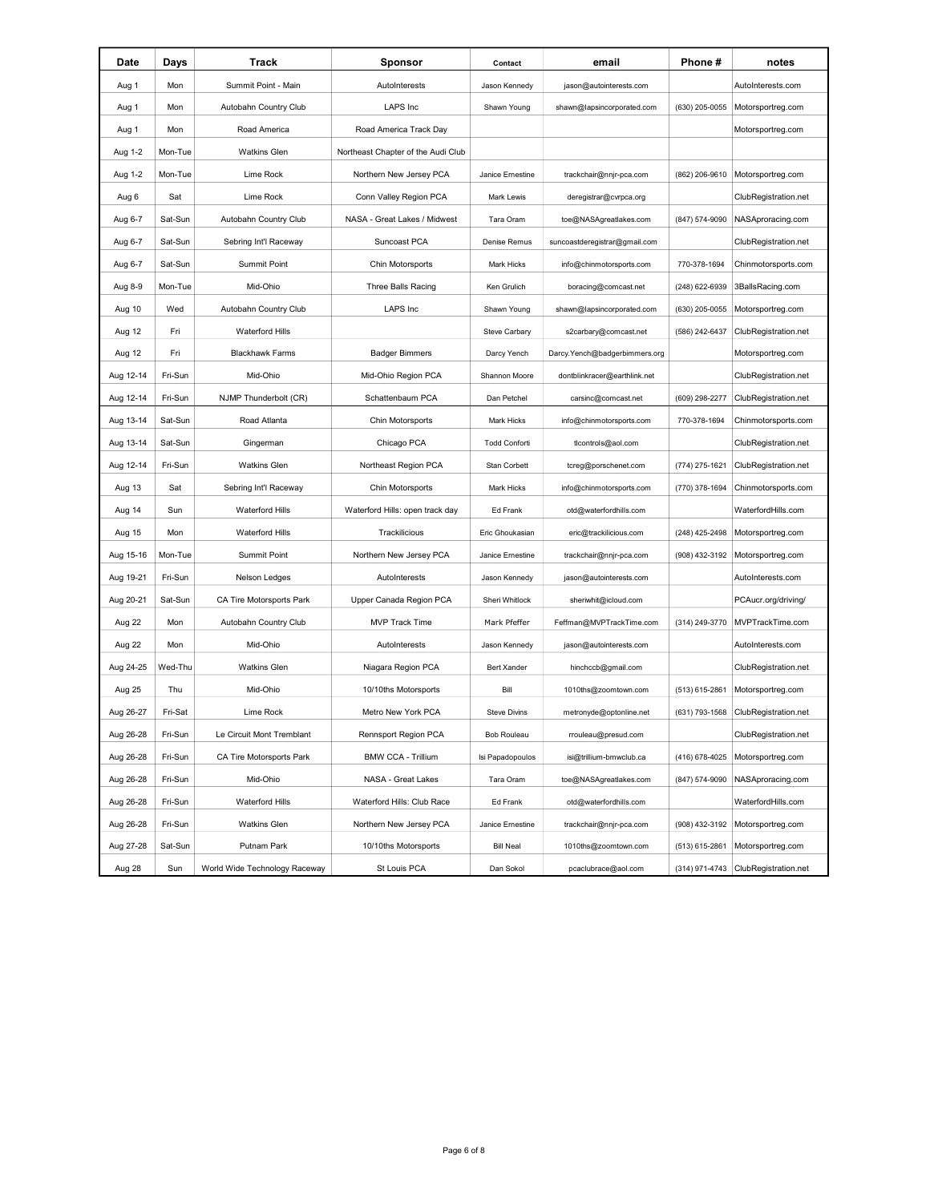| Date | Days | Track | Sponsor | Contact | email | Phone # | notes |
|---|---|---|---|---|---|---|---|
| Aug 1 | Mon | Summit Point - Main | AutoInterests | Jason Kennedy | jason@autointerests.com | | AutoInterests.com |
| Aug 1 | Mon | Autobahn Country Club | LAPS Inc | Shawn Young | shawn@lapsincorporated.com | (630) 205-0055 | Motorsportreg.com |
| Aug 1 | Mon | Road America | Road America Track Day | | | | Motorsportreg.com |
| Aug 1-2 | Mon-Tue | Watkins Glen | Northeast Chapter of the Audi Club | | | | |
| Aug 1-2 | Mon-Tue | Lime Rock | Northern New Jersey PCA | Janice Ernestine | trackchair@nnjr-pca.com | (862) 206-9610 | Motorsportreg.com |
| Aug 6 | Sat | Lime Rock | Conn Valley Region PCA | Mark Lewis | deregistrar@cvrpca.org | | ClubRegistration.net |
| Aug 6-7 | Sat-Sun | Autobahn Country Club | NASA - Great Lakes / Midwest | Tara Oram | toe@NASAgreatlakes.com | (847) 574-9090 | NASAproracing.com |
| Aug 6-7 | Sat-Sun | Sebring Int'l Raceway | Suncoast PCA | Denise Remus | suncoastderegistrar@gmail.com | | ClubRegistration.net |
| Aug 6-7 | Sat-Sun | Summit Point | Chin Motorsports | Mark Hicks | info@chinmotorsports.com | 770-378-1694 | Chinmotorsports.com |
| Aug 8-9 | Mon-Tue | Mid-Ohio | Three Balls Racing | Ken Grulich | boracing@comcast.net | (248) 622-6939 | 3BallsRacing.com |
| Aug 10 | Wed | Autobahn Country Club | LAPS Inc | Shawn Young | shawn@lapsincorporated.com | (630) 205-0055 | Motorsportreg.com |
| Aug 12 | Fri | Waterford Hills | | Steve Carbary | s2carbary@comcast.net | (586) 242-6437 | ClubRegistration.net |
| Aug 12 | Fri | Blackhawk Farms | Badger Bimmers | Darcy Yench | Darcy.Yench@badgerbimmers.org | | Motorsportreg.com |
| Aug 12-14 | Fri-Sun | Mid-Ohio | Mid-Ohio Region PCA | Shannon Moore | dontblinkracer@earthlink.net | | ClubRegistration.net |
| Aug 12-14 | Fri-Sun | NJMP Thunderbolt (CR) | Schattenbaum PCA | Dan Petchel | carsinc@comcast.net | (609) 298-2277 | ClubRegistration.net |
| Aug 13-14 | Sat-Sun | Road Atlanta | Chin Motorsports | Mark Hicks | info@chinmotorsports.com | 770-378-1694 | Chinmotorsports.com |
| Aug 13-14 | Sat-Sun | Gingerman | Chicago PCA | Todd Conforti | tlcontrols@aol.com | | ClubRegistration.net |
| Aug 12-14 | Fri-Sun | Watkins Glen | Northeast Region PCA | Stan Corbett | tcreg@porschenet.com | (774) 275-1621 | ClubRegistration.net |
| Aug 13 | Sat | Sebring Int'l Raceway | Chin Motorsports | Mark Hicks | info@chinmotorsports.com | (770) 378-1694 | Chinmotorsports.com |
| Aug 14 | Sun | Waterford Hills | Waterford Hills: open track day | Ed Frank | otd@waterfordhills.com | | WaterfordHills.com |
| Aug 15 | Mon | Waterford Hills | Trackilicious | Eric Ghoukasian | eric@trackilicious.com | (248) 425-2498 | Motorsportreg.com |
| Aug 15-16 | Mon-Tue | Summit Point | Northern New Jersey PCA | Janice Ernestine | trackchair@nnjr-pca.com | (908) 432-3192 | Motorsportreg.com |
| Aug 19-21 | Fri-Sun | Nelson Ledges | AutoInterests | Jason Kennedy | jason@autointerests.com | | AutoInterests.com |
| Aug 20-21 | Sat-Sun | CA Tire Motorsports Park | Upper Canada Region PCA | Sheri Whitlock | sheriwhit@icloud.com | | PCAucr.org/driving/ |
| Aug 22 | Mon | Autobahn Country Club | MVP Track Time | Mark Pfeffer | Feffman@MVPTrackTime.com | (314) 249-3770 | MVPTrackTime.com |
| Aug 22 | Mon | Mid-Ohio | AutoInterests | Jason Kennedy | jason@autointerests.com | | AutoInterests.com |
| Aug 24-25 | Wed-Thu | Watkins Glen | Niagara Region PCA | Bert Xander | hinchccb@gmail.com | | ClubRegistration.net |
| Aug 25 | Thu | Mid-Ohio | 10/10ths Motorsports | Bill | 1010ths@zoomtown.com | (513) 615-2861 | Motorsportreg.com |
| Aug 26-27 | Fri-Sat | Lime Rock | Metro New York PCA | Steve Divins | metronyde@optonline.net | (631) 793-1568 | ClubRegistration.net |
| Aug 26-28 | Fri-Sun | Le Circuit Mont Tremblant | Rennsport Region PCA | Bob Rouleau | rrouleau@presud.com | | ClubRegistration.net |
| Aug 26-28 | Fri-Sun | CA Tire Motorsports Park | BMW CCA - Trillium | Isi Papadopoulos | isi@trillium-bmwclub.ca | (416) 678-4025 | Motorsportreg.com |
| Aug 26-28 | Fri-Sun | Mid-Ohio | NASA - Great Lakes | Tara Oram | toe@NASAgreatlakes.com | (847) 574-9090 | NASAproracing.com |
| Aug 26-28 | Fri-Sun | Waterford Hills | Waterford Hills: Club Race | Ed Frank | otd@waterfordhills.com | | WaterfordHills.com |
| Aug 26-28 | Fri-Sun | Watkins Glen | Northern New Jersey PCA | Janice Ernestine | trackchair@nnjr-pca.com | (908) 432-3192 | Motorsportreg.com |
| Aug 27-28 | Sat-Sun | Putnam Park | 10/10ths Motorsports | Bill Neal | 1010ths@zoomtown.com | (513) 615-2861 | Motorsportreg.com |
| Aug 28 | Sun | World Wide Technology Raceway | St Louis PCA | Dan Sokol | pcaclubrace@aol.com | (314) 971-4743 | ClubRegistration.net |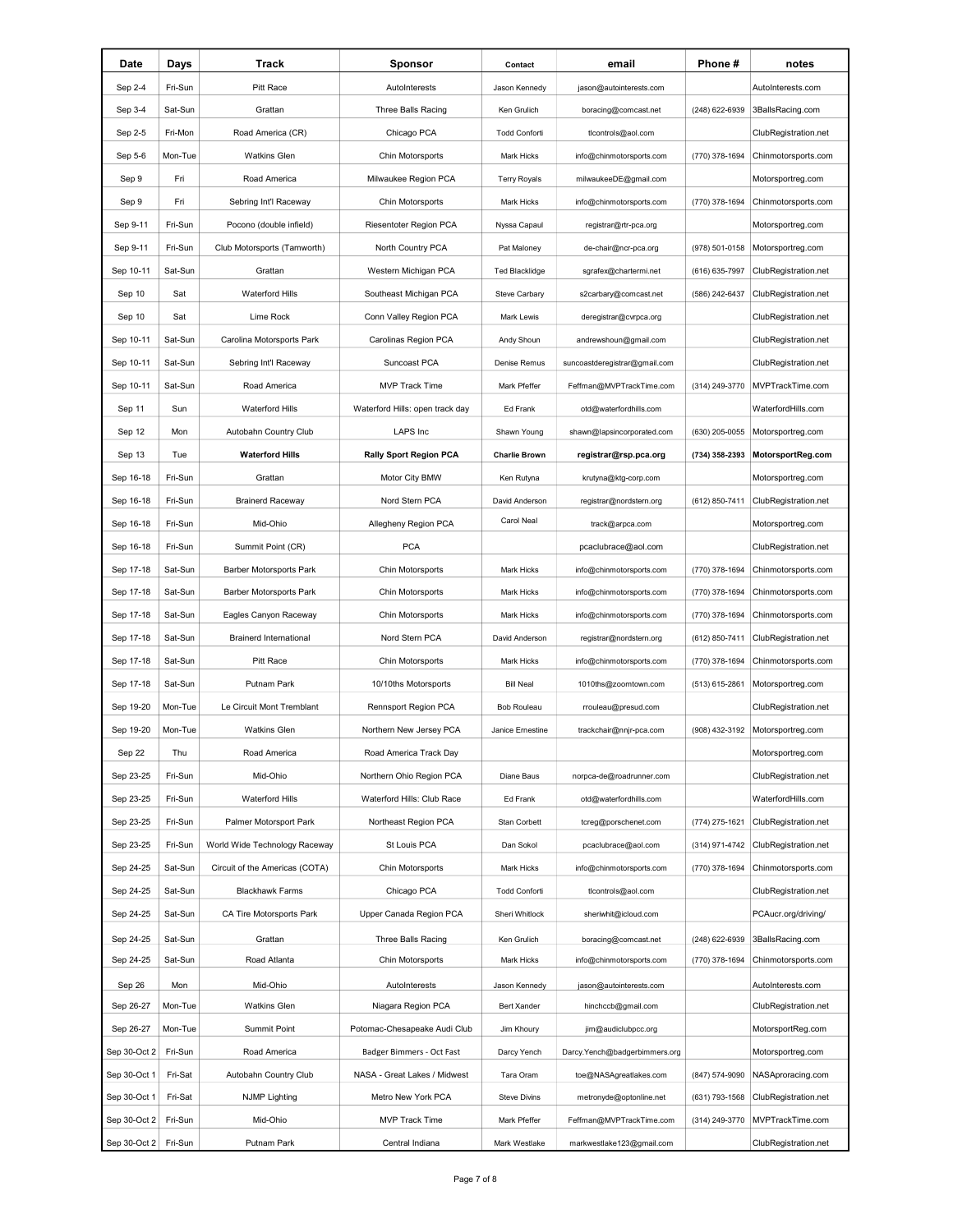| Date | Days | Track | Sponsor | Contact | email | Phone # | notes |
|---|---|---|---|---|---|---|---|
| Sep 2-4 | Fri-Sun | Pitt Race | AutoInterests | Jason Kennedy | jason@autointerests.com | | AutoInterests.com |
| Sep 3-4 | Sat-Sun | Grattan | Three Balls Racing | Ken Grulich | boracing@comcast.net | (248) 622-6939 | 3BallsRacing.com |
| Sep 2-5 | Fri-Mon | Road America (CR) | Chicago PCA | Todd Conforti | tlcontrols@aol.com | | ClubRegistration.net |
| Sep 5-6 | Mon-Tue | Watkins Glen | Chin Motorsports | Mark Hicks | info@chinmotorsports.com | (770) 378-1694 | Chinmotorsports.com |
| Sep 9 | Fri | Road America | Milwaukee Region PCA | Terry Royals | milwaukeeDE@gmail.com | | Motorsportreg.com |
| Sep 9 | Fri | Sebring Int'l Raceway | Chin Motorsports | Mark Hicks | info@chinmotorsports.com | (770) 378-1694 | Chinmotorsports.com |
| Sep 9-11 | Fri-Sun | Pocono (double infield) | Riesentoter Region PCA | Nyssa Capaul | registrar@rtr-pca.org | | Motorsportreg.com |
| Sep 9-11 | Fri-Sun | Club Motorsports (Tamworth) | North Country PCA | Pat Maloney | de-chair@ncr-pca.org | (978) 501-0158 | Motorsportreg.com |
| Sep 10-11 | Sat-Sun | Grattan | Western Michigan PCA | Ted Blacklidge | sgrafex@chartermi.net | (616) 635-7997 | ClubRegistration.net |
| Sep 10 | Sat | Waterford Hills | Southeast Michigan PCA | Steve Carbary | s2carbary@comcast.net | (586) 242-6437 | ClubRegistration.net |
| Sep 10 | Sat | Lime Rock | Conn Valley Region PCA | Mark Lewis | deregistrar@cvrpca.org | | ClubRegistration.net |
| Sep 10-11 | Sat-Sun | Carolina Motorsports Park | Carolinas Region PCA | Andy Shoun | andrewshoun@gmail.com | | ClubRegistration.net |
| Sep 10-11 | Sat-Sun | Sebring Int'l Raceway | Suncoast PCA | Denise Remus | suncoastderegistrar@gmail.com | | ClubRegistration.net |
| Sep 10-11 | Sat-Sun | Road America | MVP Track Time | Mark Pfeffer | Feffman@MVPTrackTime.com | (314) 249-3770 | MVPTrackTime.com |
| Sep 11 | Sun | Waterford Hills | Waterford Hills: open track day | Ed Frank | otd@waterfordhills.com | | WaterfordHills.com |
| Sep 12 | Mon | Autobahn Country Club | LAPS Inc | Shawn Young | shawn@lapsincorporated.com | (630) 205-0055 | Motorsportreg.com |
| **Sep 13** | **Tue** | **Waterford Hills** | **Rally Sport Region PCA** | **Charlie Brown** | **registrar@rsp.pca.org** | **(734) 358-2393** | **MotorsportReg.com** |
| Sep 16-18 | Fri-Sun | Grattan | Motor City BMW | Ken Rutyna | krutyna@ktg-corp.com | | Motorsportreg.com |
| Sep 16-18 | Fri-Sun | Brainerd Raceway | Nord Stern PCA | David Anderson | registrar@nordstern.org | (612) 850-7411 | ClubRegistration.net |
| Sep 16-18 | Fri-Sun | Mid-Ohio | Allegheny Region PCA | Carol Neal | track@arpca.com | | Motorsportreg.com |
| Sep 16-18 | Fri-Sun | Summit Point (CR) | PCA | | pcaclubrace@aol.com | | ClubRegistration.net |
| Sep 17-18 | Sat-Sun | Barber Motorsports Park | Chin Motorsports | Mark Hicks | info@chinmotorsports.com | (770) 378-1694 | Chinmotorsports.com |
| Sep 17-18 | Sat-Sun | Barber Motorsports Park | Chin Motorsports | Mark Hicks | info@chinmotorsports.com | (770) 378-1694 | Chinmotorsports.com |
| Sep 17-18 | Sat-Sun | Eagles Canyon Raceway | Chin Motorsports | Mark Hicks | info@chinmotorsports.com | (770) 378-1694 | Chinmotorsports.com |
| Sep 17-18 | Sat-Sun | Brainerd International | Nord Stern PCA | David Anderson | registrar@nordstern.org | (612) 850-7411 | ClubRegistration.net |
| Sep 17-18 | Sat-Sun | Pitt Race | Chin Motorsports | Mark Hicks | info@chinmotorsports.com | (770) 378-1694 | Chinmotorsports.com |
| Sep 17-18 | Sat-Sun | Putnam Park | 10/10ths Motorsports | Bill Neal | 1010ths@zoomtown.com | (513) 615-2861 | Motorsportreg.com |
| Sep 19-20 | Mon-Tue | Le Circuit Mont Tremblant | Rennsport Region PCA | Bob Rouleau | rrouleau@presud.com | | ClubRegistration.net |
| Sep 19-20 | Mon-Tue | Watkins Glen | Northern New Jersey PCA | Janice Ernestine | trackchair@nnjr-pca.com | (908) 432-3192 | Motorsportreg.com |
| Sep 22 | Thu | Road America | Road America Track Day | | | | Motorsportreg.com |
| Sep 23-25 | Fri-Sun | Mid-Ohio | Northern Ohio Region PCA | Diane Baus | norpca-de@roadrunner.com | | ClubRegistration.net |
| Sep 23-25 | Fri-Sun | Waterford Hills | Waterford Hills: Club Race | Ed Frank | otd@waterfordhills.com | | WaterfordHills.com |
| Sep 23-25 | Fri-Sun | Palmer Motorsport Park | Northeast Region PCA | Stan Corbett | tcreg@porschenet.com | (774) 275-1621 | ClubRegistration.net |
| Sep 23-25 | Fri-Sun | World Wide Technology Raceway | St Louis PCA | Dan Sokol | pcaclubrace@aol.com | (314) 971-4742 | ClubRegistration.net |
| Sep 24-25 | Sat-Sun | Circuit of the Americas (COTA) | Chin Motorsports | Mark Hicks | info@chinmotorsports.com | (770) 378-1694 | Chinmotorsports.com |
| Sep 24-25 | Sat-Sun | Blackhawk Farms | Chicago PCA | Todd Conforti | tlcontrols@aol.com | | ClubRegistration.net |
| Sep 24-25 | Sat-Sun | CA Tire Motorsports Park | Upper Canada Region PCA | Sheri Whitlock | sheriwhit@icloud.com | | PCAucr.org/driving/ |
| Sep 24-25 | Sat-Sun | Grattan | Three Balls Racing | Ken Grulich | boracing@comcast.net | (248) 622-6939 | 3BallsRacing.com |
| Sep 24-25 | Sat-Sun | Road Atlanta | Chin Motorsports | Mark Hicks | info@chinmotorsports.com | (770) 378-1694 | Chinmotorsports.com |
| Sep 26 | Mon | Mid-Ohio | AutoInterests | Jason Kennedy | jason@autointerests.com | | AutoInterests.com |
| Sep 26-27 | Mon-Tue | Watkins Glen | Niagara Region PCA | Bert Xander | hinchccb@gmail.com | | ClubRegistration.net |
| Sep 26-27 | Mon-Tue | Summit Point | Potomac-Chesapeake Audi Club | Jim Khoury | jim@audiclubpcc.org | | MotorsportReg.com |
| Sep 30-Oct 2 | Fri-Sun | Road America | Badger Bimmers - Oct Fast | Darcy Yench | Darcy.Yench@badgerbimmers.org | | Motorsportreg.com |
| Sep 30-Oct 1 | Fri-Sat | Autobahn Country Club | NASA - Great Lakes / Midwest | Tara Oram | toe@NASAgreatlakes.com | (847) 574-9090 | NASAproracing.com |
| Sep 30-Oct 1 | Fri-Sat | NJMP Lighting | Metro New York PCA | Steve Divins | metronyde@optonline.net | (631) 793-1568 | ClubRegistration.net |
| Sep 30-Oct 2 | Fri-Sun | Mid-Ohio | MVP Track Time | Mark Pfeffer | Feffman@MVPTrackTime.com | (314) 249-3770 | MVPTrackTime.com |
| Sep 30-Oct 2 | Fri-Sun | Putnam Park | Central Indiana | Mark Westlake | markwestlake123@gmail.com | | ClubRegistration.net |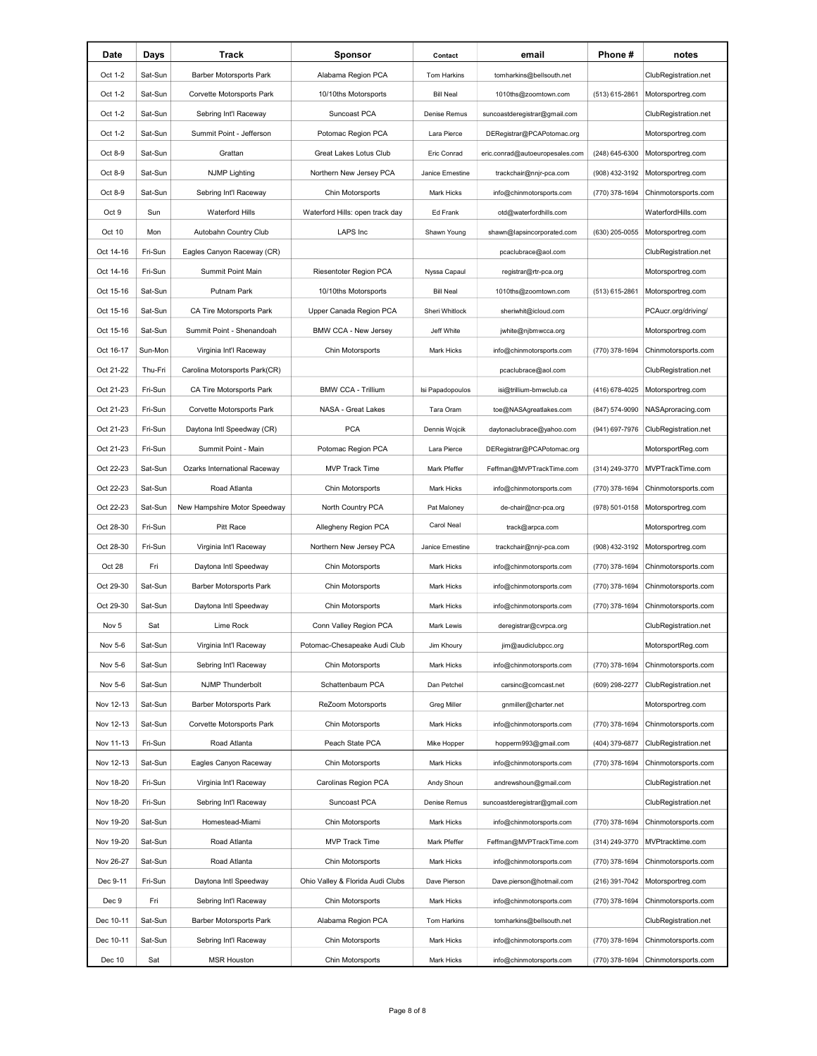| Date | Days | Track | Sponsor | Contact | email | Phone # | notes |
|---|---|---|---|---|---|---|---|
| Oct 1-2 | Sat-Sun | Barber Motorsports Park | Alabama Region PCA | Tom Harkins | tomharkins@bellsouth.net | | ClubRegistration.net |
| Oct 1-2 | Sat-Sun | Corvette Motorsports Park | 10/10ths Motorsports | Bill Neal | 1010ths@zoomtown.com | (513) 615-2861 | Motorsportreg.com |
| Oct 1-2 | Sat-Sun | Sebring Int'l Raceway | Suncoast PCA | Denise Remus | suncoastderegistrar@gmail.com | | ClubRegistration.net |
| Oct 1-2 | Sat-Sun | Summit Point - Jefferson | Potomac Region PCA | Lara Pierce | DERegistrar@PCAPotomac.org | | Motorsportreg.com |
| Oct 8-9 | Sat-Sun | Grattan | Great Lakes Lotus Club | Eric Conrad | eric.conrad@autoeuropesales.com | (248) 645-6300 | Motorsportreg.com |
| Oct 8-9 | Sat-Sun | NJMP Lighting | Northern New Jersey PCA | Janice Ernestine | trackchair@nnjr-pca.com | (908) 432-3192 | Motorsportreg.com |
| Oct 8-9 | Sat-Sun | Sebring Int'l Raceway | Chin Motorsports | Mark Hicks | info@chinmotorsports.com | (770) 378-1694 | Chinmotorsports.com |
| Oct 9 | Sun | Waterford Hills | Waterford Hills: open track day | Ed Frank | otd@waterfordhills.com | | WaterfordHills.com |
| Oct 10 | Mon | Autobahn Country Club | LAPS Inc | Shawn Young | shawn@lapsincorporated.com | (630) 205-0055 | Motorsportreg.com |
| Oct 14-16 | Fri-Sun | Eagles Canyon Raceway (CR) | | | pcaclubrace@aol.com | | ClubRegistration.net |
| Oct 14-16 | Fri-Sun | Summit Point Main | Riesentoter Region PCA | Nyssa Capaul | registrar@rtr-pca.org | | Motorsportreg.com |
| Oct 15-16 | Sat-Sun | Putnam Park | 10/10ths Motorsports | Bill Neal | 1010ths@zoomtown.com | (513) 615-2861 | Motorsportreg.com |
| Oct 15-16 | Sat-Sun | CA Tire Motorsports Park | Upper Canada Region PCA | Sheri Whitlock | sheriwhit@icloud.com | | PCAucr.org/driving/ |
| Oct 15-16 | Sat-Sun | Summit Point - Shenandoah | BMW CCA - New Jersey | Jeff White | jwhite@njbmwcca.org | | Motorsportreg.com |
| Oct 16-17 | Sun-Mon | Virginia Int'l Raceway | Chin Motorsports | Mark Hicks | info@chinmotorsports.com | (770) 378-1694 | Chinmotorsports.com |
| Oct 21-22 | Thu-Fri | Carolina Motorsports Park(CR) | | | pcaclubrace@aol.com | | ClubRegistration.net |
| Oct 21-23 | Fri-Sun | CA Tire Motorsports Park | BMW CCA - Trillium | Isi Papadopoulos | isi@trillium-bmwclub.ca | (416) 678-4025 | Motorsportreg.com |
| Oct 21-23 | Fri-Sun | Corvette Motorsports Park | NASA - Great Lakes | Tara Oram | toe@NASAgreatlakes.com | (847) 574-9090 | NASAproracing.com |
| Oct 21-23 | Fri-Sun | Daytona Intl Speedway (CR) | PCA | Dennis Wojcik | daytonaclubrace@yahoo.com | (941) 697-7976 | ClubRegistration.net |
| Oct 21-23 | Fri-Sun | Summit Point - Main | Potomac Region PCA | Lara Pierce | DERegistrar@PCAPotomac.org | | MotorsportReg.com |
| Oct 22-23 | Sat-Sun | Ozarks International Raceway | MVP Track Time | Mark Pfeffer | Feffman@MVPTrackTime.com | (314) 249-3770 | MVPTrackTime.com |
| Oct 22-23 | Sat-Sun | Road Atlanta | Chin Motorsports | Mark Hicks | info@chinmotorsports.com | (770) 378-1694 | Chinmotorsports.com |
| Oct 22-23 | Sat-Sun | New Hampshire Motor Speedway | North Country PCA | Pat Maloney | de-chair@ncr-pca.org | (978) 501-0158 | Motorsportreg.com |
| Oct 28-30 | Fri-Sun | Pitt Race | Allegheny Region PCA | Carol Neal | track@arpca.com | | Motorsportreg.com |
| Oct 28-30 | Fri-Sun | Virginia Int'l Raceway | Northern New Jersey PCA | Janice Ernestine | trackchair@nnjr-pca.com | (908) 432-3192 | Motorsportreg.com |
| Oct 28 | Fri | Daytona Intl Speedway | Chin Motorsports | Mark Hicks | info@chinmotorsports.com | (770) 378-1694 | Chinmotorsports.com |
| Oct 29-30 | Sat-Sun | Barber Motorsports Park | Chin Motorsports | Mark Hicks | info@chinmotorsports.com | (770) 378-1694 | Chinmotorsports.com |
| Oct 29-30 | Sat-Sun | Daytona Intl Speedway | Chin Motorsports | Mark Hicks | info@chinmotorsports.com | (770) 378-1694 | Chinmotorsports.com |
| Nov 5 | Sat | Lime Rock | Conn Valley Region PCA | Mark Lewis | deregistrar@cvrpca.org | | ClubRegistration.net |
| Nov 5-6 | Sat-Sun | Virginia Int'l Raceway | Potomac-Chesapeake Audi Club | Jim Khoury | jim@audiclubpcc.org | | MotorsportReg.com |
| Nov 5-6 | Sat-Sun | Sebring Int'l Raceway | Chin Motorsports | Mark Hicks | info@chinmotorsports.com | (770) 378-1694 | Chinmotorsports.com |
| Nov 5-6 | Sat-Sun | NJMP Thunderbolt | Schattenbaum PCA | Dan Petchel | carsinc@comcast.net | (609) 298-2277 | ClubRegistration.net |
| Nov 12-13 | Sat-Sun | Barber Motorsports Park | ReZoom Motorsports | Greg Miller | gnmiller@charter.net | | Motorsportreg.com |
| Nov 12-13 | Sat-Sun | Corvette Motorsports Park | Chin Motorsports | Mark Hicks | info@chinmotorsports.com | (770) 378-1694 | Chinmotorsports.com |
| Nov 11-13 | Fri-Sun | Road Atlanta | Peach State PCA | Mike Hopper | hopperm993@gmail.com | (404) 379-6877 | ClubRegistration.net |
| Nov 12-13 | Sat-Sun | Eagles Canyon Raceway | Chin Motorsports | Mark Hicks | info@chinmotorsports.com | (770) 378-1694 | Chinmotorsports.com |
| Nov 18-20 | Fri-Sun | Virginia Int'l Raceway | Carolinas Region PCA | Andy Shoun | andrewshoun@gmail.com | | ClubRegistration.net |
| Nov 18-20 | Fri-Sun | Sebring Int'l Raceway | Suncoast PCA | Denise Remus | suncoastderegistrar@gmail.com | | ClubRegistration.net |
| Nov 19-20 | Sat-Sun | Homestead-Miami | Chin Motorsports | Mark Hicks | info@chinmotorsports.com | (770) 378-1694 | Chinmotorsports.com |
| Nov 19-20 | Sat-Sun | Road Atlanta | MVP Track Time | Mark Pfeffer | Feffman@MVPTrackTime.com | (314) 249-3770 | MVPtracktime.com |
| Nov 26-27 | Sat-Sun | Road Atlanta | Chin Motorsports | Mark Hicks | info@chinmotorsports.com | (770) 378-1694 | Chinmotorsports.com |
| Dec 9-11 | Fri-Sun | Daytona Intl Speedway | Ohio Valley & Florida Audi Clubs | Dave Pierson | Dave.pierson@hotmail.com | (216) 391-7042 | Motorsportreg.com |
| Dec 9 | Fri | Sebring Int'l Raceway | Chin Motorsports | Mark Hicks | info@chinmotorsports.com | (770) 378-1694 | Chinmotorsports.com |
| Dec 10-11 | Sat-Sun | Barber Motorsports Park | Alabama Region PCA | Tom Harkins | tomharkins@bellsouth.net | | ClubRegistration.net |
| Dec 10-11 | Sat-Sun | Sebring Int'l Raceway | Chin Motorsports | Mark Hicks | info@chinmotorsports.com | (770) 378-1694 | Chinmotorsports.com |
| Dec 10 | Sat | MSR Houston | Chin Motorsports | Mark Hicks | info@chinmotorsports.com | (770) 378-1694 | Chinmotorsports.com |